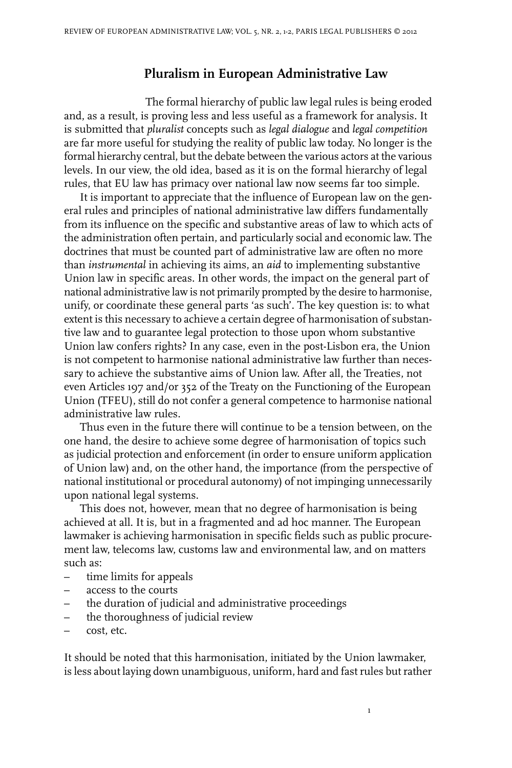# Pluralism in European Administrative Law

The formal hierarchy of public law legal rules is being eroded and, as a result, is proving less and less useful as a framework for analysis. It is submitted that *pluralist* concepts such as *legal dialogue* and *legal competition* are far more useful for studying the reality of public law today. No longer is the formal hierarchy central, but the debate between the various actors at the various levels. In our view, the old idea, based as it is on the formal hierarchy of legal rules, that EU law has primacy over national law now seems far too simple.

It is important to appreciate that the influence of European law on the general rules and principles of national administrative law differs fundamentally from its influence on the specific and substantive areas of law to which acts of the administration often pertain, and particularly social and economic law. The doctrines that must be counted part of administrative law are often no more than *instrumental* in achieving its aims, an *aid* to implementing substantive Union law in specific areas. In other words, the impact on the general part of national administrative law is not primarily prompted by the desire to harmonise, unify, or coordinate these general parts 'as such'. The key question is: to what extent is this necessary to achieve a certain degree of harmonisation of substantive law and to guarantee legal protection to those upon whom substantive Union law confers rights? In any case, even in the post-Lisbon era, the Union is not competent to harmonise national administrative law further than necessary to achieve the substantive aims of Union law. After all, the Treaties, not even Articles 197 and/or 352 of the Treaty on the Functioning of the European Union (TFEU), still do not confer a general competence to harmonise national administrative law rules.

Thus even in the future there will continue to be a tension between, on the one hand, the desire to achieve some degree of harmonisation of topics such as judicial protection and enforcement (in order to ensure uniform application of Union law) and, on the other hand, the importance (from the perspective of national institutional or procedural autonomy) of not impinging unnecessarily upon national legal systems.

This does not, however, mean that no degree of harmonisation is being achieved at all. It is, but in a fragmented and ad hoc manner. The European lawmaker is achieving harmonisation in specific fields such as public procurement law, telecoms law, customs law and environmental law, and on matters such as:

- time limits for appeals
- access to the courts
- the duration of judicial and administrative proceedings
- the thoroughness of judicial review
- cost, etc.

It should be noted that this harmonisation, initiated by the Union lawmaker, is less about laying down unambiguous, uniform, hard and fast rules but rather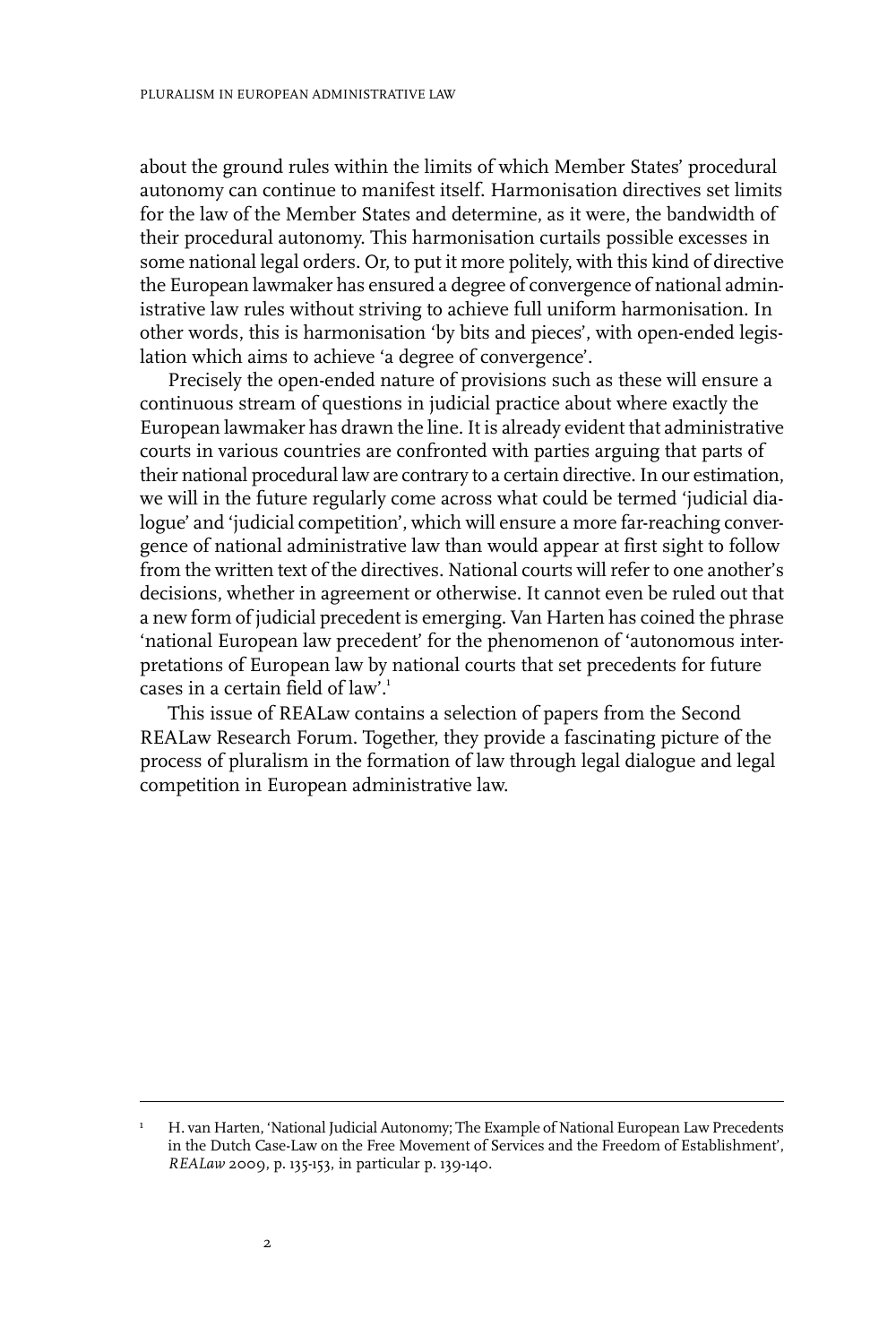about the ground rules within the limits of which Member States' procedural autonomy can continue to manifest itself. Harmonisation directives set limits for the law of the Member States and determine, as it were, the bandwidth of their procedural autonomy. This harmonisation curtails possible excesses in some national legal orders. Or, to put it more politely, with this kind of directive the European lawmaker has ensured a degree of convergence of national administrative law rules without striving to achieve full uniform harmonisation. In other words, this is harmonisation 'by bits and pieces', with open-ended legislation which aims to achieve 'a degree of convergence'.

Precisely the open-ended nature of provisions such as these will ensure a continuous stream of questions in judicial practice about where exactly the European lawmaker has drawn the line. It is already evident that administrative courts in various countries are confronted with parties arguing that parts of their national procedural law are contrary to a certain directive. In our estimation, we will in the future regularly come across what could be termed 'judicial dialogue' and 'judicial competition', which will ensure a more far-reaching convergence of national administrative law than would appear at first sight to follow from the written text of the directives. National courts will refer to one another's decisions, whether in agreement or otherwise. It cannot even be ruled out that a new form of judicial precedent is emerging. Van Harten has coined the phrase 'national European law precedent' for the phenomenon of 'autonomous interpretations of European law by national courts that set precedents for future cases in a certain field of law'.[1]

This issue of REALaw contains a selection of papers from the Second REALaw Research Forum. Together, they provide a fascinating picture of the process of pluralism in the formation of law through legal dialogue and legal competition in European administrative law.

---

[1] H. van Harten, 'National Judicial Autonomy; The Example of National European Law Precedents in the Dutch Case-Law on the Free Movement of Services and the Freedom of Establishment', *REALaw* 2009, p. 135-153, in particular p. 139-140.